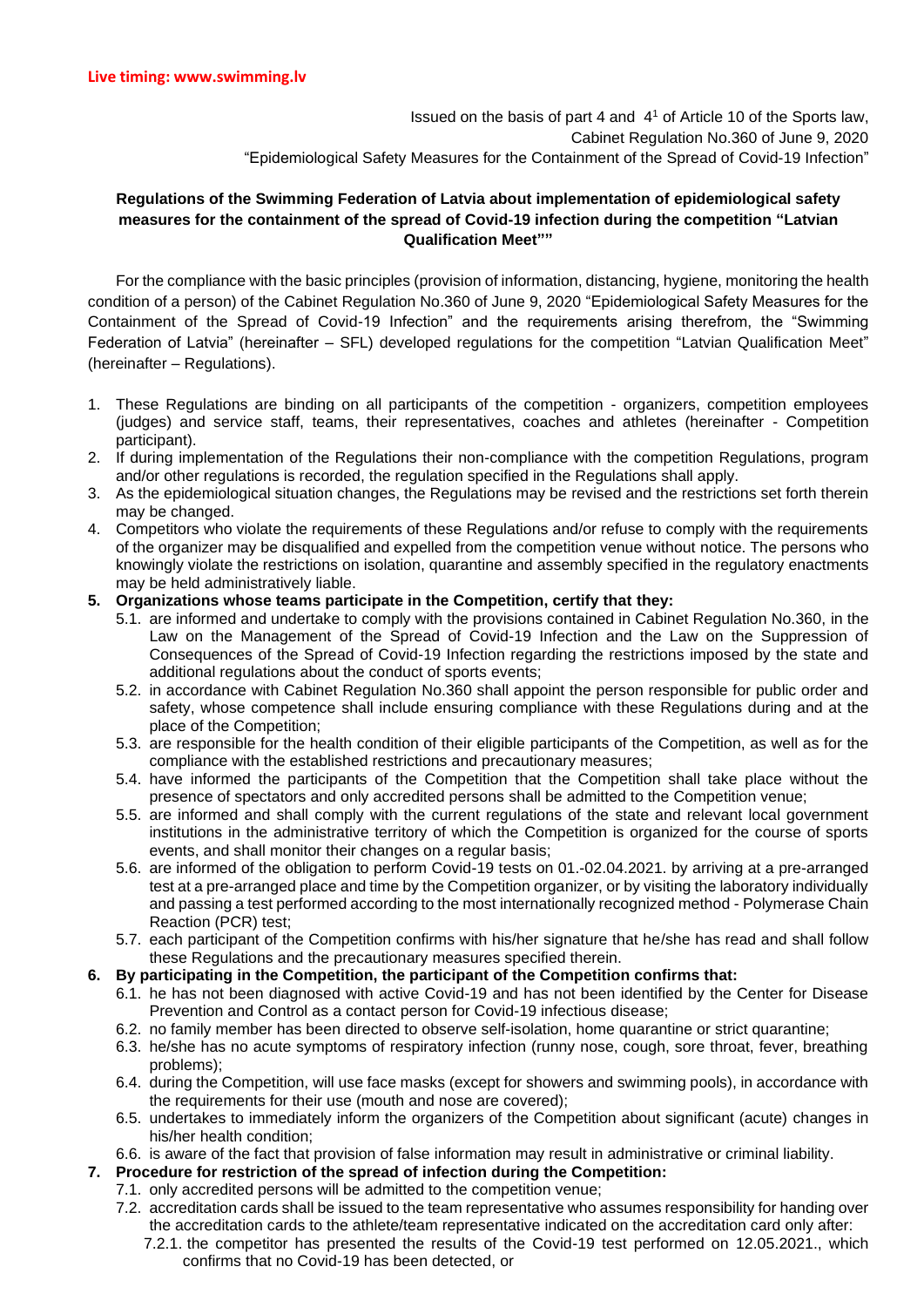**Live timing: www.swimming.lv**

Issued on the basis of part 4 and 4[1] of Article 10 of the Sports law,
Cabinet Regulation No.360 of June 9, 2020
"Epidemiological Safety Measures for the Containment of the Spread of Covid-19 Infection"

**Regulations of the Swimming Federation of Latvia about implementation of epidemiological safety measures for the containment of the spread of Covid-19 infection during the competition "Latvian Qualification Meet""**

For the compliance with the basic principles (provision of information, distancing, hygiene, monitoring the health condition of a person) of the Cabinet Regulation No.360 of June 9, 2020 "Epidemiological Safety Measures for the Containment of the Spread of Covid-19 Infection" and the requirements arising therefrom, the "Swimming Federation of Latvia" (hereinafter – SFL) developed regulations for the competition "Latvian Qualification Meet" (hereinafter – Regulations).

1. These Regulations are binding on all participants of the competition - organizers, competition employees (judges) and service staff, teams, their representatives, coaches and athletes (hereinafter - Competition participant).
2. If during implementation of the Regulations their non-compliance with the competition Regulations, program and/or other regulations is recorded, the regulation specified in the Regulations shall apply.
3. As the epidemiological situation changes, the Regulations may be revised and the restrictions set forth therein may be changed.
4. Competitors who violate the requirements of these Regulations and/or refuse to comply with the requirements of the organizer may be disqualified and expelled from the competition venue without notice. The persons who knowingly violate the restrictions on isolation, quarantine and assembly specified in the regulatory enactments may be held administratively liable.
5. **Organizations whose teams participate in the Competition, certify that they:**
   - 5.1. are informed and undertake to comply with the provisions contained in Cabinet Regulation No.360, in the Law on the Management of the Spread of Covid-19 Infection and the Law on the Suppression of Consequences of the Spread of Covid-19 Infection regarding the restrictions imposed by the state and additional regulations about the conduct of sports events;
   - 5.2. in accordance with Cabinet Regulation No.360 shall appoint the person responsible for public order and safety, whose competence shall include ensuring compliance with these Regulations during and at the place of the Competition;
   - 5.3. are responsible for the health condition of their eligible participants of the Competition, as well as for the compliance with the established restrictions and precautionary measures;
   - 5.4. have informed the participants of the Competition that the Competition shall take place without the presence of spectators and only accredited persons shall be admitted to the Competition venue;
   - 5.5. are informed and shall comply with the current regulations of the state and relevant local government institutions in the administrative territory of which the Competition is organized for the course of sports events, and shall monitor their changes on a regular basis;
   - 5.6. are informed of the obligation to perform Covid-19 tests on 01.-02.04.2021. by arriving at a pre-arranged test at a pre-arranged place and time by the Competition organizer, or by visiting the laboratory individually and passing a test performed according to the most internationally recognized method - Polymerase Chain Reaction (PCR) test;
   - 5.7. each participant of the Competition confirms with his/her signature that he/she has read and shall follow these Regulations and the precautionary measures specified therein.
6. **By participating in the Competition, the participant of the Competition confirms that:**
   - 6.1. he has not been diagnosed with active Covid-19 and has not been identified by the Center for Disease Prevention and Control as a contact person for Covid-19 infectious disease;
   - 6.2. no family member has been directed to observe self-isolation, home quarantine or strict quarantine;
   - 6.3. he/she has no acute symptoms of respiratory infection (runny nose, cough, sore throat, fever, breathing problems);
   - 6.4. during the Competition, will use face masks (except for showers and swimming pools), in accordance with the requirements for their use (mouth and nose are covered);
   - 6.5. undertakes to immediately inform the organizers of the Competition about significant (acute) changes in his/her health condition;
   - 6.6. is aware of the fact that provision of false information may result in administrative or criminal liability.
7. **Procedure for restriction of the spread of infection during the Competition:**
   - 7.1. only accredited persons will be admitted to the competition venue;
   - 7.2. accreditation cards shall be issued to the team representative who assumes responsibility for handing over the accreditation cards to the athlete/team representative indicated on the accreditation card only after:
     - 7.2.1. the competitor has presented the results of the Covid-19 test performed on 12.05.2021., which confirms that no Covid-19 has been detected, or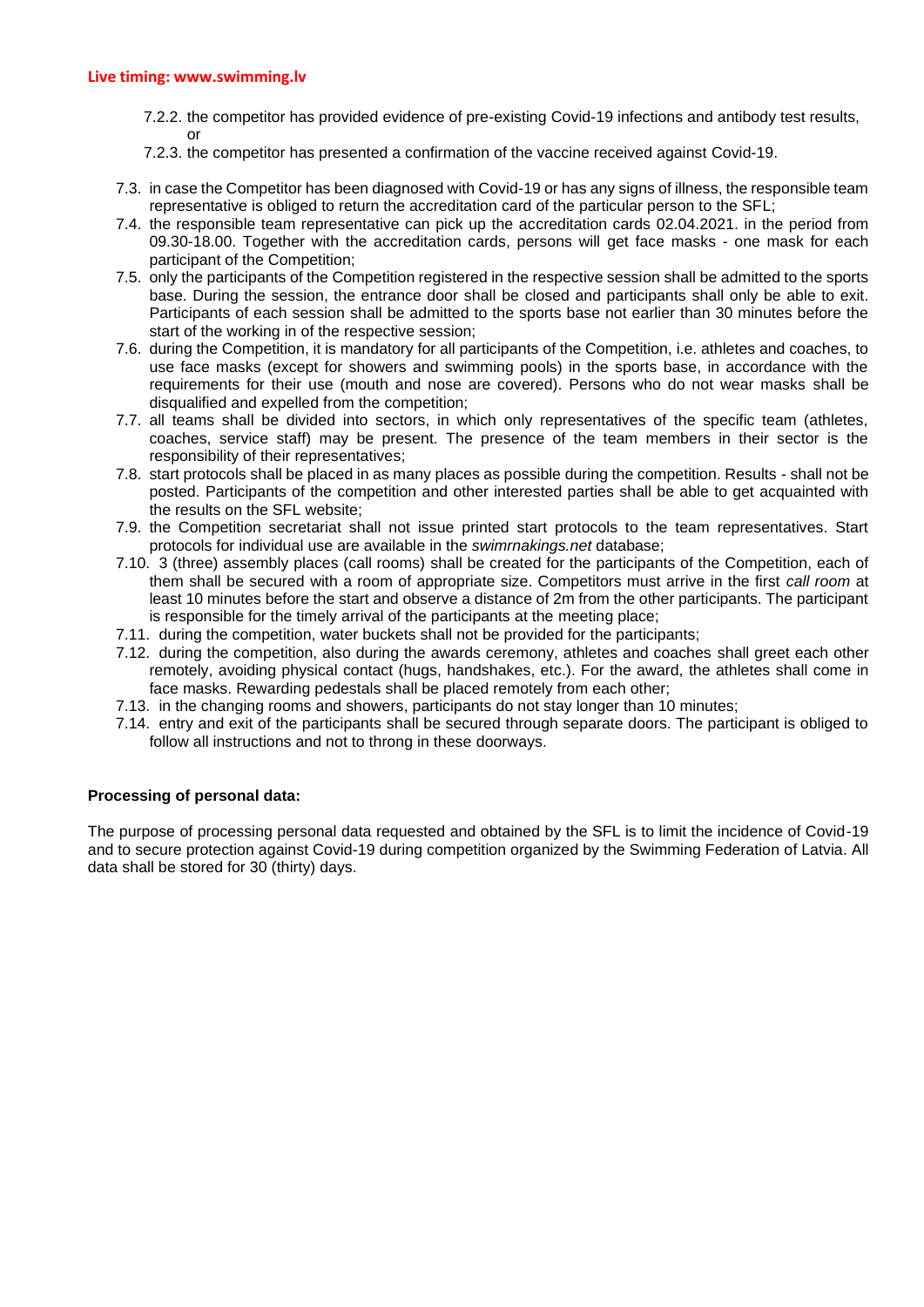**Live timing: www.swimming.lv**

7.2.2. the competitor has provided evidence of pre-existing Covid-19 infections and antibody test results, or

7.2.3. the competitor has presented a confirmation of the vaccine received against Covid-19.

7.3. in case the Competitor has been diagnosed with Covid-19 or has any signs of illness, the responsible team representative is obliged to return the accreditation card of the particular person to the SFL;

7.4. the responsible team representative can pick up the accreditation cards 02.04.2021. in the period from 09.30-18.00. Together with the accreditation cards, persons will get face masks - one mask for each participant of the Competition;

7.5. only the participants of the Competition registered in the respective session shall be admitted to the sports base. During the session, the entrance door shall be closed and participants shall only be able to exit. Participants of each session shall be admitted to the sports base not earlier than 30 minutes before the start of the working in of the respective session;

7.6. during the Competition, it is mandatory for all participants of the Competition, i.e. athletes and coaches, to use face masks (except for showers and swimming pools) in the sports base, in accordance with the requirements for their use (mouth and nose are covered). Persons who do not wear masks shall be disqualified and expelled from the competition;

7.7. all teams shall be divided into sectors, in which only representatives of the specific team (athletes, coaches, service staff) may be present. The presence of the team members in their sector is the responsibility of their representatives;

7.8. start protocols shall be placed in as many places as possible during the competition. Results - shall not be posted. Participants of the competition and other interested parties shall be able to get acquainted with the results on the SFL website;

7.9. the Competition secretariat shall not issue printed start protocols to the team representatives. Start protocols for individual use are available in the *swimrnakings.net* database;

7.10. 3 (three) assembly places (call rooms) shall be created for the participants of the Competition, each of them shall be secured with a room of appropriate size. Competitors must arrive in the first *call room* at least 10 minutes before the start and observe a distance of 2m from the other participants. The participant is responsible for the timely arrival of the participants at the meeting place;

7.11. during the competition, water buckets shall not be provided for the participants;

7.12. during the competition, also during the awards ceremony, athletes and coaches shall greet each other remotely, avoiding physical contact (hugs, handshakes, etc.). For the award, the athletes shall come in face masks. Rewarding pedestals shall be placed remotely from each other;

7.13. in the changing rooms and showers, participants do not stay longer than 10 minutes;

7.14. entry and exit of the participants shall be secured through separate doors. The participant is obliged to follow all instructions and not to throng in these doorways.

**Processing of personal data:**

The purpose of processing personal data requested and obtained by the SFL is to limit the incidence of Covid-19 and to secure protection against Covid-19 during competition organized by the Swimming Federation of Latvia. All data shall be stored for 30 (thirty) days.